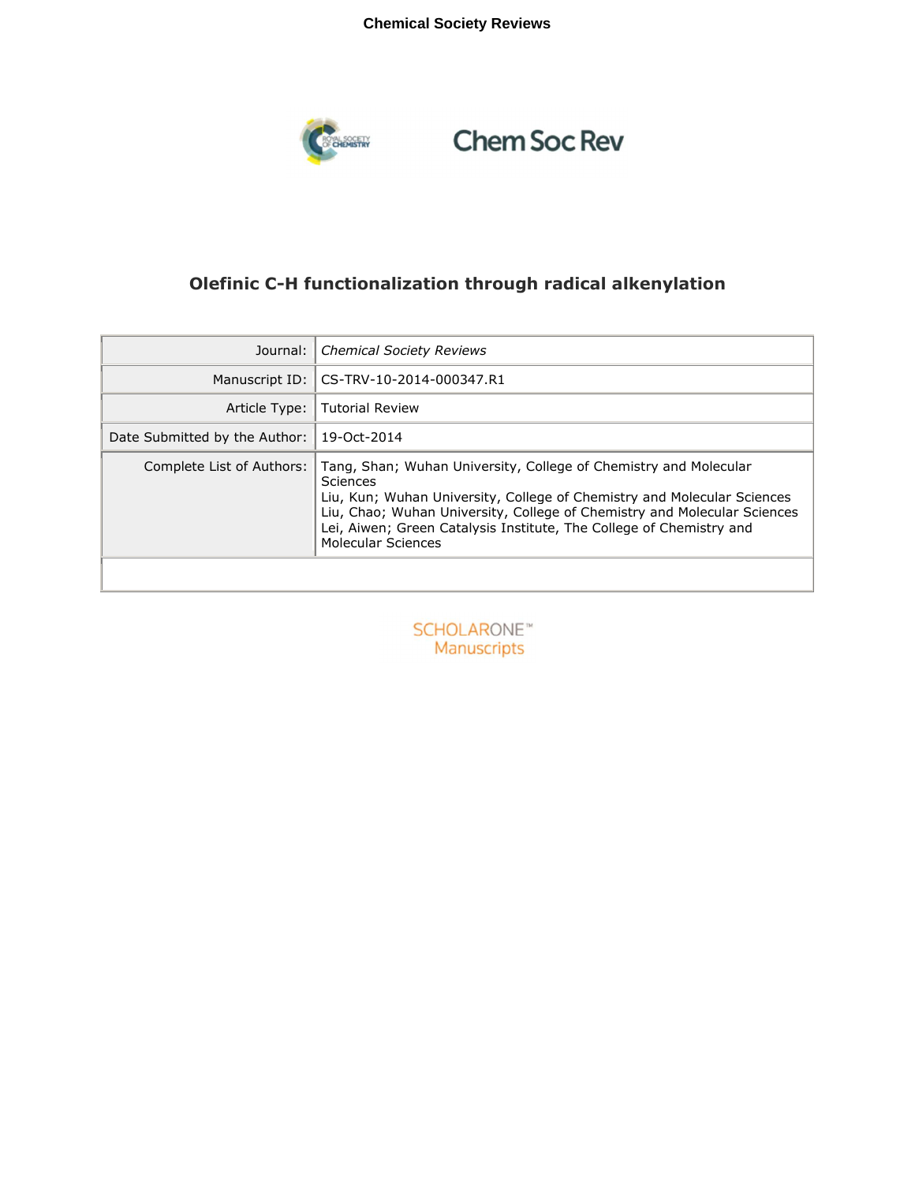**Chemical Society Reviews**

Chem Soc Rev

# Olefinic C-H functionalization through radical alkenylation

| | |
|---|---|
| Journal: | *Chemical Society Reviews* |
| Manuscript ID: | CS-TRV-10-2014-000347.R1 |
| Article Type: | Tutorial Review |
| Date Submitted by the Author: | 19-Oct-2014 |
| Complete List of Authors: | Tang, Shan; Wuhan University, College of Chemistry and Molecular Sciences<br>Liu, Kun; Wuhan University, College of Chemistry and Molecular Sciences<br>Liu, Chao; Wuhan University, College of Chemistry and Molecular Sciences<br>Lei, Aiwen; Green Catalysis Institute, The College of Chemistry and Molecular Sciences |

SCHOLARONE™
Manuscripts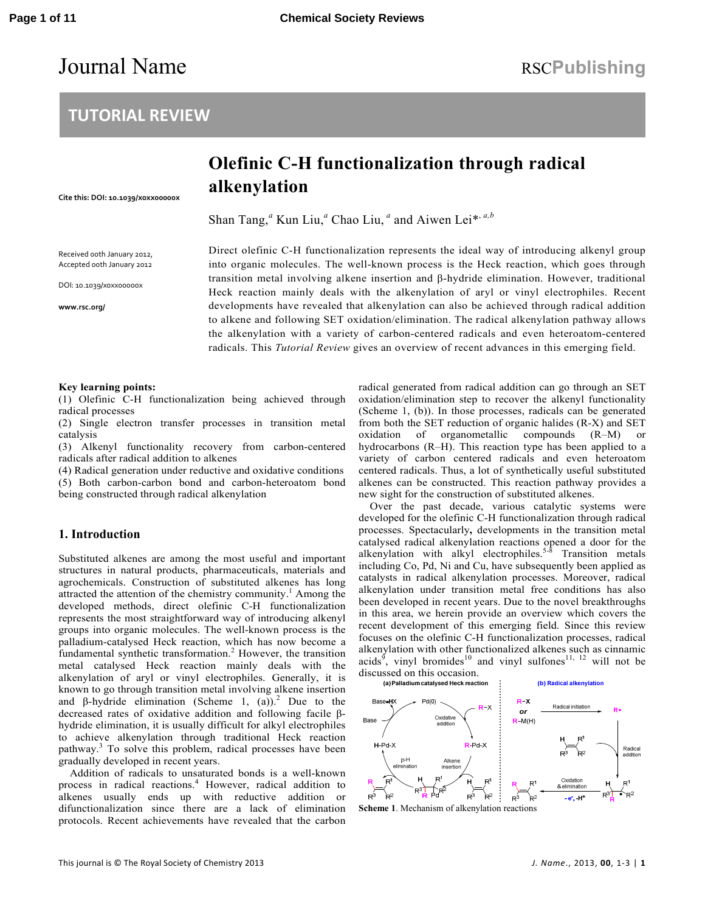# Olefinic C-H functionalization through radical alkenylation

Cite this: DOI: 10.1039/x0xx00000x

Shan Tang,[a] Kun Liu,[a] Chao Liu,[a] and Aiwen Lei*[a,b]

Received 00th January 2012, Accepted 00th January 2012

DOI: 10.1039/x0xx00000x

www.rsc.org/

Direct olefinic C-H functionalization represents the ideal way of introducing alkenyl group into organic molecules. The well-known process is the Heck reaction, which goes through transition metal involving alkene insertion and β-hydride elimination. However, traditional Heck reaction mainly deals with the alkenylation of aryl or vinyl electrophiles. Recent developments have revealed that alkenylation can also be achieved through radical addition to alkene and following SET oxidation/elimination. The radical alkenylation pathway allows the alkenylation with a variety of carbon-centered radicals and even heteroatom-centered radicals. This *Tutorial Review* gives an overview of recent advances in this emerging field.

**Key learning points:**

(1) Olefinic C-H functionalization being achieved through radical processes
(2) Single electron transfer processes in transition metal catalysis
(3) Alkenyl functionality recovery from carbon-centered radicals after radical addition to alkenes
(4) Radical generation under reductive and oxidative conditions
(5) Both carbon-carbon bond and carbon-heteroatom bond being constructed through radical alkenylation

## 1. Introduction

Substituted alkenes are among the most useful and important structures in natural products, pharmaceuticals, materials and agrochemicals. Construction of substituted alkenes has long attracted the attention of the chemistry community.[1] Among the developed methods, direct olefinic C-H functionalization represents the most straightforward way of introducing alkenyl groups into organic molecules. The well-known process is the palladium-catalysed Heck reaction, which has now become a fundamental synthetic transformation.[2] However, the transition metal catalysed Heck reaction mainly deals with the alkenylation of aryl or vinyl electrophiles. Generally, it is known to go through transition metal involving alkene insertion and β-hydride elimination (Scheme 1, (a)).[2] Due to the decreased rates of oxidative addition and following facile β-hydride elimination, it is usually difficult for alkyl electrophiles to achieve alkenylation through traditional Heck reaction pathway.[3] To solve this problem, radical processes have been gradually developed in recent years.

Addition of radicals to unsaturated bonds is a well-known process in radical reactions.[4] However, radical addition to alkenes usually ends up with reductive addition or difunctionalization since there are a lack of elimination protocols. Recent achievements have revealed that the carbon radical generated from radical addition can go through an SET oxidation/elimination step to recover the alkenyl functionality (Scheme 1, (b)). In those processes, radicals can be generated from both the SET reduction of organic halides (R-X) and SET oxidation of organometallic compounds (R–M) or hydrocarbons (R–H). This reaction type has been applied to a variety of carbon centered radicals and even heteroatom centered radicals. Thus, a lot of synthetically useful substituted alkenes can be constructed. This reaction pathway provides a new sight for the construction of substituted alkenes.

Over the past decade, various catalytic systems were developed for the olefinic C-H functionalization through radical processes. Spectacularly**,** developments in the transition metal catalysed radical alkenylation reactions opened a door for the alkenylation with alkyl electrophiles.[5-8] Transition metals including Co, Pd, Ni and Cu, have subsequently been applied as catalysts in radical alkenylation processes. Moreover, radical alkenylation under transition metal free conditions has also been developed in recent years. Due to the novel breakthroughs in this area, we herein provide an overview which covers the recent development of this emerging field. Since this review focuses on the olefinic C-H functionalization processes, radical alkenylation with other functionalized alkenes such as cinnamic acids[9], vinyl bromides[10] and vinyl sulfones[11, 12] will not be discussed on this occasion.

**Scheme 1**. Mechanism of alkenylation reactions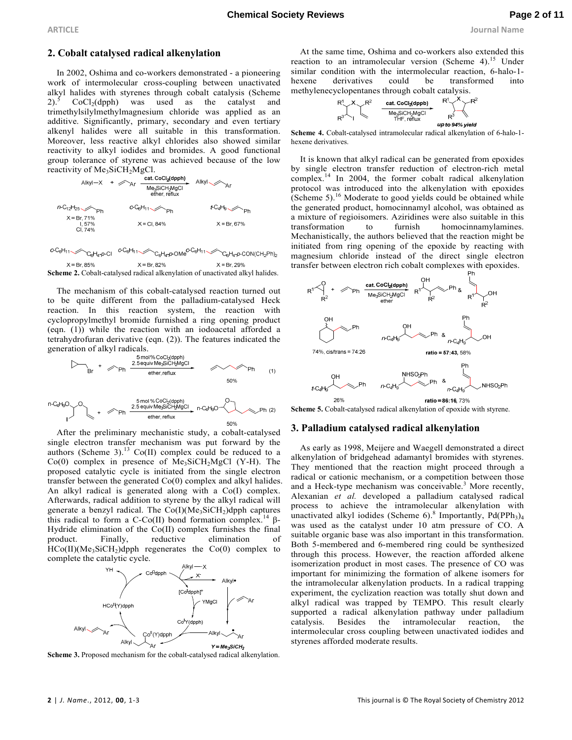## 2. Cobalt catalysed radical alkenylation

In 2002, Oshima and co-workers demonstrated - a pioneering work of intermolecular cross-coupling between unactivated alkyl halides with styrenes through cobalt catalysis (Scheme 2).[5] $CoCl_2$(dpph) was used as the catalyst and trimethylsilylmethylmagnesium chloride was applied as an additive. Significantly, primary, secondary and even tertiary alkenyl halides were all suitable in this transformation. Moreover, less reactive alkyl chlorides also showed similar reactivity to alkyl iodides and bromides. A good functional group tolerance of styrene was achieved because of the low reactivity of $Me_3SiCH_2MgCl$.

**Scheme 2.** Cobalt-catalysed radical alkenylation of unactivated alkyl halides.

The mechanism of this cobalt-catalysed reaction turned out to be quite different from the palladium-catalysed Heck reaction. In this reaction system, the reaction with cyclopropylmethyl bromide furnished a ring opening product (eqn. (1)) while the reaction with an iodoacetal afforded a tetrahydrofuran derivative (eqn. (2)). The features indicated the generation of alkyl radicals.

After the preliminary mechanistic study, a cobalt-catalysed single electron transfer mechanism was put forward by the authors (Scheme 3).[13] Co(II) complex could be reduced to a Co(0) complex in presence of $Me_3SiCH_2MgCl$ (Y-H). The proposed catalytic cycle is initiated from the single electron transfer between the generated Co(0) complex and alkyl halides. An alkyl radical is generated along with a Co(I) complex. Afterwards, radical addition to styrene by the alkyl radical will generate a benzyl radical. The Co(I)($Me_3SiCH_2$)dpph captures this radical to form a C-Co(II) bond formation complex.[14] β-Hydride elimination of the Co(II) complex furnishes the final product. Finally, reductive elimination of $HCo(II)(Me_3SiCH_2)$dpph regenerates the Co(0) complex to complete the catalytic cycle.

**Scheme 3.** Proposed mechanism for the cobalt-catalysed radical alkenylation.

At the same time, Oshima and co-workers also extended this reaction to an intramolecular version (Scheme 4).[15] Under similar condition with the intermolecular reaction, 6-halo-1-hexene derivatives could be transformed into methylenecyclopentanes through cobalt catalysis.

**Scheme 4.** Cobalt-catalysed intramolecular radical alkenylation of 6-halo-1-hexene derivatives.

It is known that alkyl radical can be generated from epoxides by single electron transfer reduction of electron-rich metal complex.[14] In 2004, the former cobalt radical alkenylation protocol was introduced into the alkenylation with epoxides (Scheme 5).[16] Moderate to good yields could be obtained while the generated product, homocinnamyl alcohol, was obtained as a mixture of regioisomers. Aziridines were also suitable in this transformation to furnish homocinnamylamines. Mechanistically, the authors believed that the reaction might be initiated from ring opening of the epoxide by reacting with magnesium chloride instead of the direct single electron transfer between electron rich cobalt complexes with epoxides.

**Scheme 5.** Cobalt-catalysed radical alkenylation of epoxide with styrene.

## 3. Palladium catalysed radical alkenylation

As early as 1998, Meijere and Waegell demonstrated a direct alkenylation of bridgehead adamantyl bromides with styrenes. They mentioned that the reaction might proceed through a radical or cationic mechanism, or a competition between those and a Heck-type mechanism was conceivable.[3] More recently, Alexanian *et al.* developed a palladium catalysed radical process to achieve the intramolecular alkenylation with unactivated alkyl iodides (Scheme 6).[8] Importantly, $Pd(PPh_3)_4$ was used as the catalyst under 10 atm pressure of CO. A suitable organic base was also important in this transformation. Both 5-membered and 6-membered ring could be synthesized through this process. However, the reaction afforded alkene isomerization product in most cases. The presence of CO was important for minimizing the formation of alkene isomers for the intramolecular alkenylation products. In a radical trapping experiment, the cyclization reaction was totally shut down and alkyl radical was trapped by TEMPO. This result clearly supported a radical alkenylation pathway under palladium catalysis. Besides the intramolecular reaction, the intermolecular cross coupling between unactivated iodides and styrenes afforded moderate results.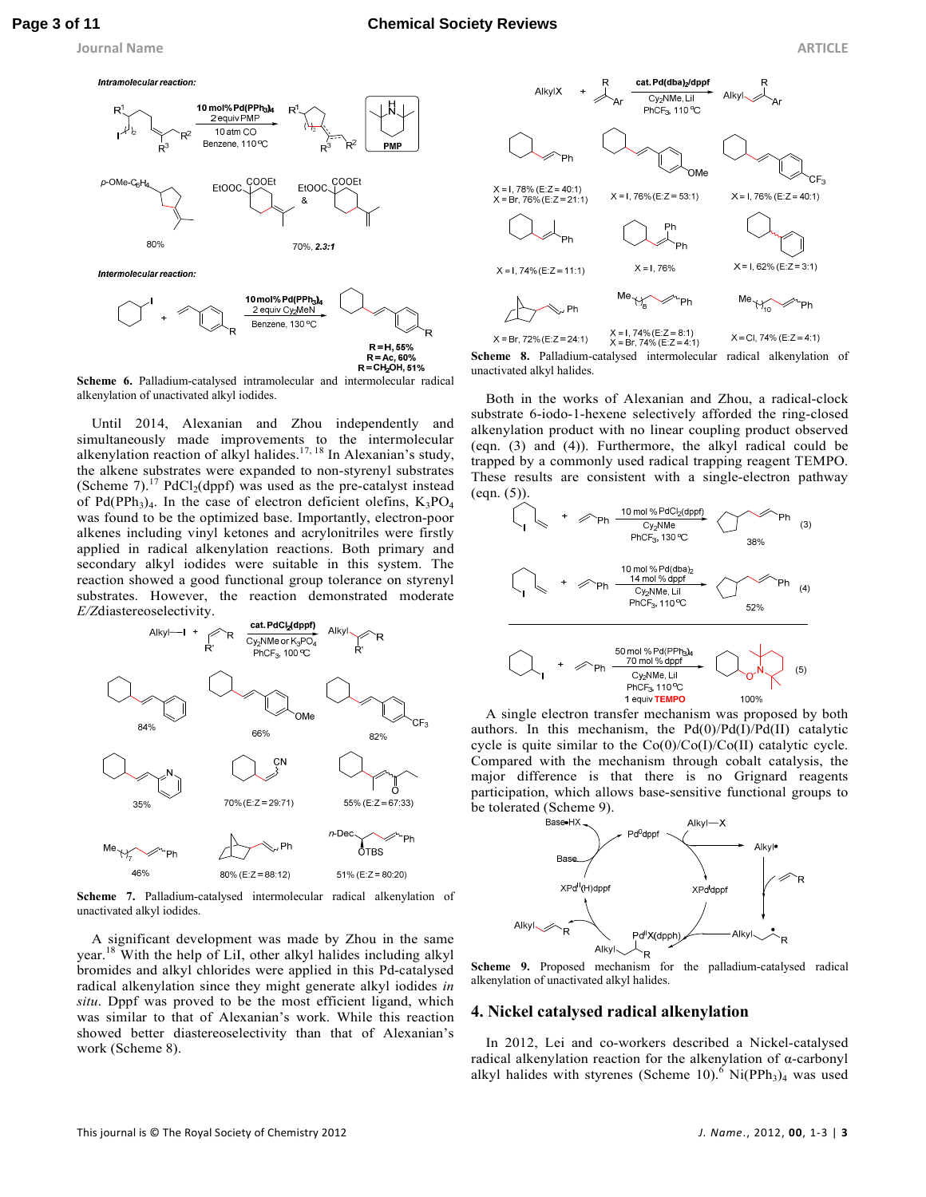Scheme 6. Palladium-catalysed intramolecular and intermolecular radical alkenylation of unactivated alkyl iodides.

Until 2014, Alexanian and Zhou independently and simultaneously made improvements to the intermolecular alkenylation reaction of alkyl halides.[17, 18] In Alexanian's study, the alkene substrates were expanded to non-styrenyl substrates (Scheme 7).[17] $PdCl_2(dppf)$ was used as the pre-catalyst instead of $Pd(PPh_3)_4$. In the case of electron deficient olefins, $K_3PO_4$ was found to be the optimized base. Importantly, electron-poor alkenes including vinyl ketones and acrylonitriles were firstly applied in radical alkenylation reactions. Both primary and secondary alkyl iodides were suitable in this system. The reaction showed a good functional group tolerance on styrenyl substrates. However, the reaction demonstrated moderate *E*/*Z*diastereoselectivity.

Scheme 7. Palladium-catalysed intermolecular radical alkenylation of unactivated alkyl iodides.

A significant development was made by Zhou in the same year.[18] With the help of LiI, other alkyl halides including alkyl bromides and alkyl chlorides were applied in this Pd-catalysed radical alkenylation since they might generate alkyl iodides *in situ*. Dppf was proved to be the most efficient ligand, which was similar to that of Alexanian's work. While this reaction showed better diastereoselectivity than that of Alexanian's work (Scheme 8).

Scheme 8. Palladium-catalysed intermolecular radical alkenylation of unactivated alkyl halides.

Both in the works of Alexanian and Zhou, a radical-clock substrate 6-iodo-1-hexene selectively afforded the ring-closed alkenylation product and no linear coupling product observed (eqn. (3) and (4)). Furthermore, the alkyl radical could be trapped by a commonly used radical trapping reagent TEMPO. These results are consistent with a single-electron pathway (eqn. (5)).

A single electron transfer mechanism was proposed by both authors. In this mechanism, the Pd(0)/Pd(I)/Pd(II) catalytic cycle is quite similar to the Co(0)/Co(I)/Co(II) catalytic cycle. Compared with the mechanism through cobalt catalysis, the major difference is that there is no Grignard reagents participation, which allows base-sensitive functional groups to be tolerated (Scheme 9).

Scheme 9. Proposed mechanism for the palladium-catalysed radical alkenylation of unactivated alkyl halides.

## 4. Nickel catalysed radical alkenylation

In 2012, Lei and co-workers described a Nickel-catalysed radical alkenylation reaction for the alkenylation of α-carbonyl alkyl halides with styrenes (Scheme 10).[6] $Ni(PPh_3)_4$ was used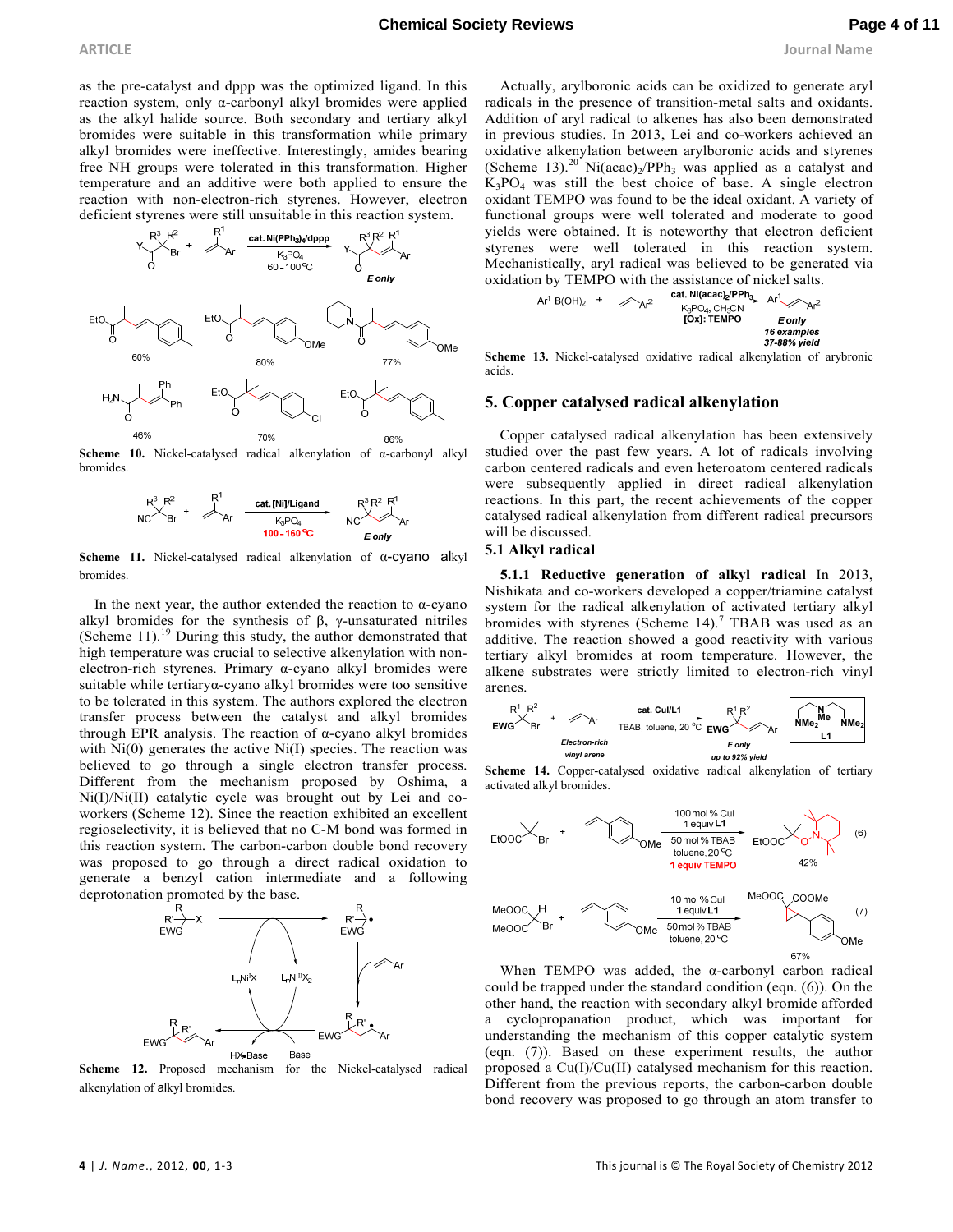as the pre-catalyst and dppp was the optimized ligand. In this reaction system, only α-carbonyl alkyl bromides were applied as the alkyl halide source. Both secondary and tertiary alkyl bromides were suitable in this transformation while primary alkyl bromides were ineffective. Interestingly, amides bearing free NH groups were tolerated in this transformation. Higher temperature and an additive were both applied to ensure the reaction with non-electron-rich styrenes. However, electron deficient styrenes were still unsuitable in this reaction system.

**Scheme 10.** Nickel-catalysed radical alkenylation of α-carbonyl alkyl bromides.

**Scheme 11.** Nickel-catalysed radical alkenylation of α-cyano alkyl bromides.

In the next year, the author extended the reaction to α-cyano alkyl bromides for the synthesis of β, γ-unsaturated nitriles (Scheme 11).[19] During this study, the author demonstrated that high temperature was crucial to selective alkenylation with non-electron-rich styrenes. Primary α-cyano alkyl bromides were suitable while tertiaryα-cyano alkyl bromides were too sensitive to be tolerated in this system. The authors explored the electron transfer process between the catalyst and alkyl bromides through EPR analysis. The reaction of α-cyano alkyl bromides with Ni(0) generates the active Ni(I) species. The reaction was believed to go through a single electron transfer process. Different from the mechanism proposed by Oshima, a Ni(I)/Ni(II) catalytic cycle was brought out by Lei and co-workers (Scheme 12). Since the reaction exhibited an excellent regioselectivity, it is believed that no C-M bond was formed in this reaction system. The carbon-carbon double bond recovery was proposed to go through a direct radical oxidation to generate a benzyl cation intermediate and a following deprotonation promoted by the base.

**Scheme 12.** Proposed mechanism for the Nickel-catalysed radical alkenylation of alkyl bromides.

Actually, arylboronic acids can be oxidized to generate aryl radicals in the presence of transition-metal salts and oxidants. Addition of aryl radical to alkenes has also been demonstrated in previous studies. In 2013, Lei and co-workers achieved an oxidative alkenylation between arylboronic acids and styrenes (Scheme 13).[20] $Ni(acac)_2$/$PPh_3$ was applied as a catalyst and $K_3PO_4$ was still the best choice of base. A single electron oxidant TEMPO was found to be the ideal oxidant. A variety of functional groups were well tolerated and moderate to good yields were obtained. It is noteworthy that electron deficient styrenes were well tolerated in this reaction system. Mechanistically, aryl radical was believed to be generated via oxidation by TEMPO with the assistance of nickel salts.

**Scheme 13.** Nickel-catalysed oxidative radical alkenylation of arybronic acids.

## 5. Copper catalysed radical alkenylation

Copper catalysed radical alkenylation has been extensively studied over the past few years. A lot of radicals involving carbon centered radicals and even heteroatom centered radicals were subsequently applied in direct radical alkenylation reactions. In this part, the recent achievements of the copper catalysed radical alkenylation from different radical precursors will be discussed.

### 5.1 Alkyl radical

**5.1.1 Reductive generation of alkyl radical** In 2013, Nishikata and co-workers developed a copper/triamine catalyst system for the radical alkenylation of activated tertiary alkyl bromides with styrenes (Scheme 14).[7] TBAB was used as an additive. The reaction showed a good reactivity with various tertiary alkyl bromides at room temperature. However, the alkene substrates were strictly limited to electron-rich vinyl arenes.

**Scheme 14.** Copper-catalysed oxidative radical alkenylation of tertiary activated alkyl bromides.

When TEMPO was added, the α-carbonyl carbon radical could be trapped under the standard condition (eqn. (6)). On the other hand, the reaction with secondary alkyl bromide afforded a cyclopropanation product, which was important for understanding the mechanism of this copper catalytic system (eqn. (7)). Based on these experiment results, the author proposed a Cu(I)/Cu(II) catalysed mechanism for this reaction. Different from the previous reports, the carbon-carbon double bond recovery was proposed to go through an atom transfer to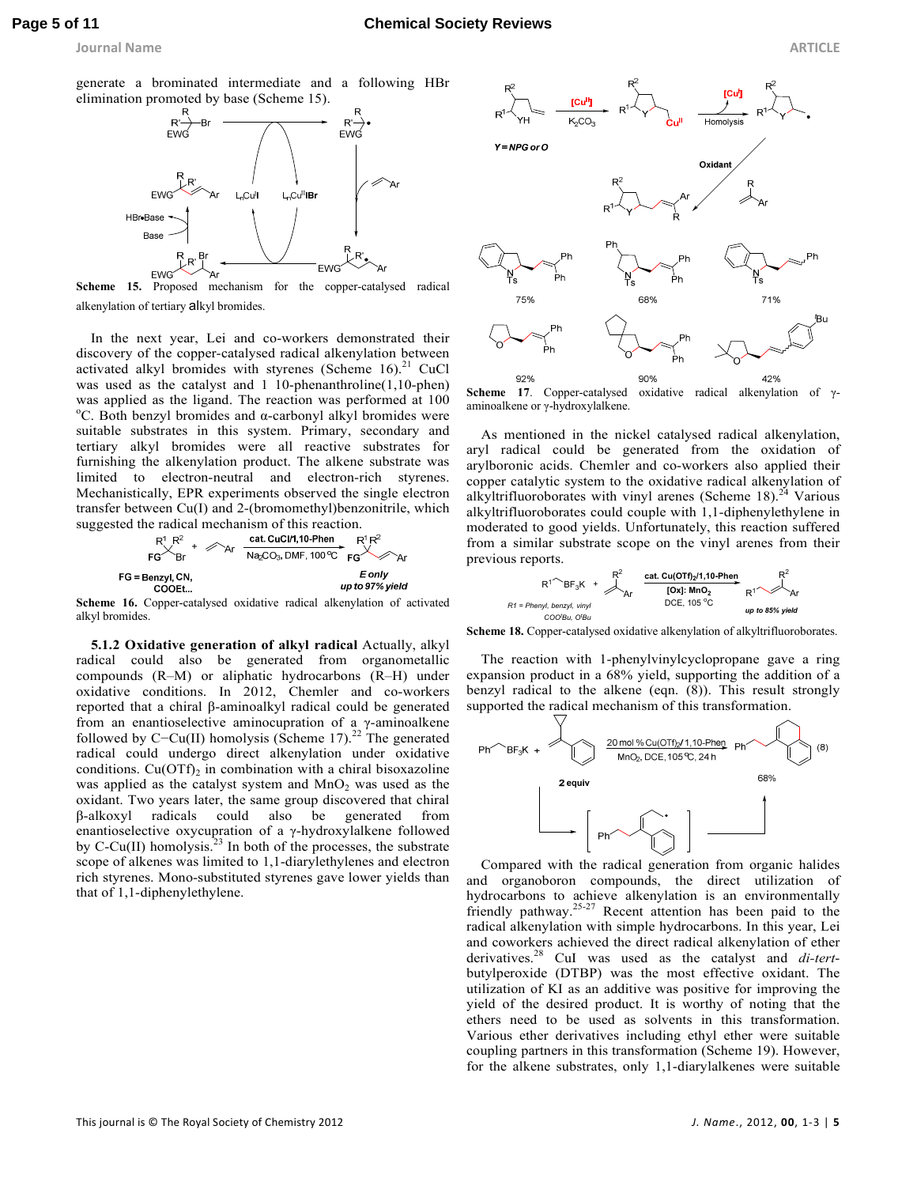generate a brominated intermediate and a following HBr elimination promoted by base (Scheme 15).

**Scheme 15.** Proposed mechanism for the copper-catalysed radical alkenylation of tertiary alkyl bromides.

In the next year, Lei and co-workers demonstrated their discovery of the copper-catalysed radical alkenylation between activated alkyl bromides with styrenes (Scheme 16).[21] CuCl was used as the catalyst and 1 10-phenanthroline(1,10-phen) was applied as the ligand. The reaction was performed at 100 °C. Both benzyl bromides and α-carbonyl alkyl bromides were suitable substrates in this system. Primary, secondary and tertiary alkyl bromides were all reactive substrates for furnishing the alkenylation product. The alkene substrate was limited to electron-neutral and electron-rich styrenes. Mechanistically, EPR experiments observed the single electron transfer between Cu(I) and 2-(bromomethyl)benzonitrile, which suggested the radical mechanism of this reaction.

**Scheme 16.** Copper-catalysed oxidative radical alkenylation of activated alkyl bromides.

**5.1.2 Oxidative generation of alkyl radical** Actually, alkyl radical could also be generated from organometallic compounds (R–M) or aliphatic hydrocarbons (R–H) under oxidative conditions. In 2012, Chemler and co-workers reported that a chiral β-aminoalkyl radical could be generated from an enantioselective aminocupration of a γ-aminoalkene followed by C−Cu(II) homolysis (Scheme 17).[22] The generated radical could undergo direct radical alkenylation under oxidative conditions. $Cu(OTf)_2$ in combination with a chiral bisoxazoline was applied as the catalyst system and $MnO_2$ was used as the oxidant. Two years later, the same group discovered that chiral β-alkoxyl radicals could also be generated from enantioselective oxycupration of a γ-hydroxylalkene followed by C-Cu(II) homolysis.[23] In both of the processes, the substrate scope of alkenes was limited to 1,1-diarylethylenes and electron rich styrenes. Mono-substituted styrenes gave lower yields than that of 1,1-diphenylethylene.

**Scheme 17.** Copper-catalysed oxidative radical alkenylation of γ-aminoalkene or γ-hydroxylalkene.

As mentioned in the nickel catalysed radical alkenylation, aryl radical could be generated from the oxidation of arylboronic acids. Chemler and co-workers also applied their copper catalytic system to the oxidative radical alkenylation of alkyltrifluoroborates with vinyl arenes (Scheme 18).[24] Various alkyltrifluoroborates could couple with 1,1-diphenylethylene in moderated to good yields. Unfortunately, this reaction suffered from a similar substrate scope on the vinyl arenes from their previous reports.

**Scheme 18.** Copper-catalysed oxidative alkenylation of alkyltrifluoroborates.

The reaction with 1-phenylvinylcyclopropane gave a ring expansion product in a 68% yield, supporting the addition of a benzyl radical to the alkene (eqn. (8)). This result strongly supported the radical mechanism of this transformation.

Compared with the radical generation from organic halides and organoboron compounds, the direct utilization of hydrocarbons to achieve alkenylation is an environmentally friendly pathway.[25-27] Recent attention has been paid to the radical alkenylation with simple hydrocarbons. In this year, Lei and coworkers achieved the direct radical alkenylation of ether derivatives.[28] CuI was used as the catalyst and *di-tert*-butylperoxide (DTBP) was the most effective oxidant. The utilization of KI as an additive was positive for improving the yield of the desired product. It is worthy of noting that the ethers need to be used as solvents in this transformation. Various ether derivatives including ethyl ether were suitable coupling partners in this transformation (Scheme 19). However, for the alkene substrates, only 1,1-diarylalkenes were suitable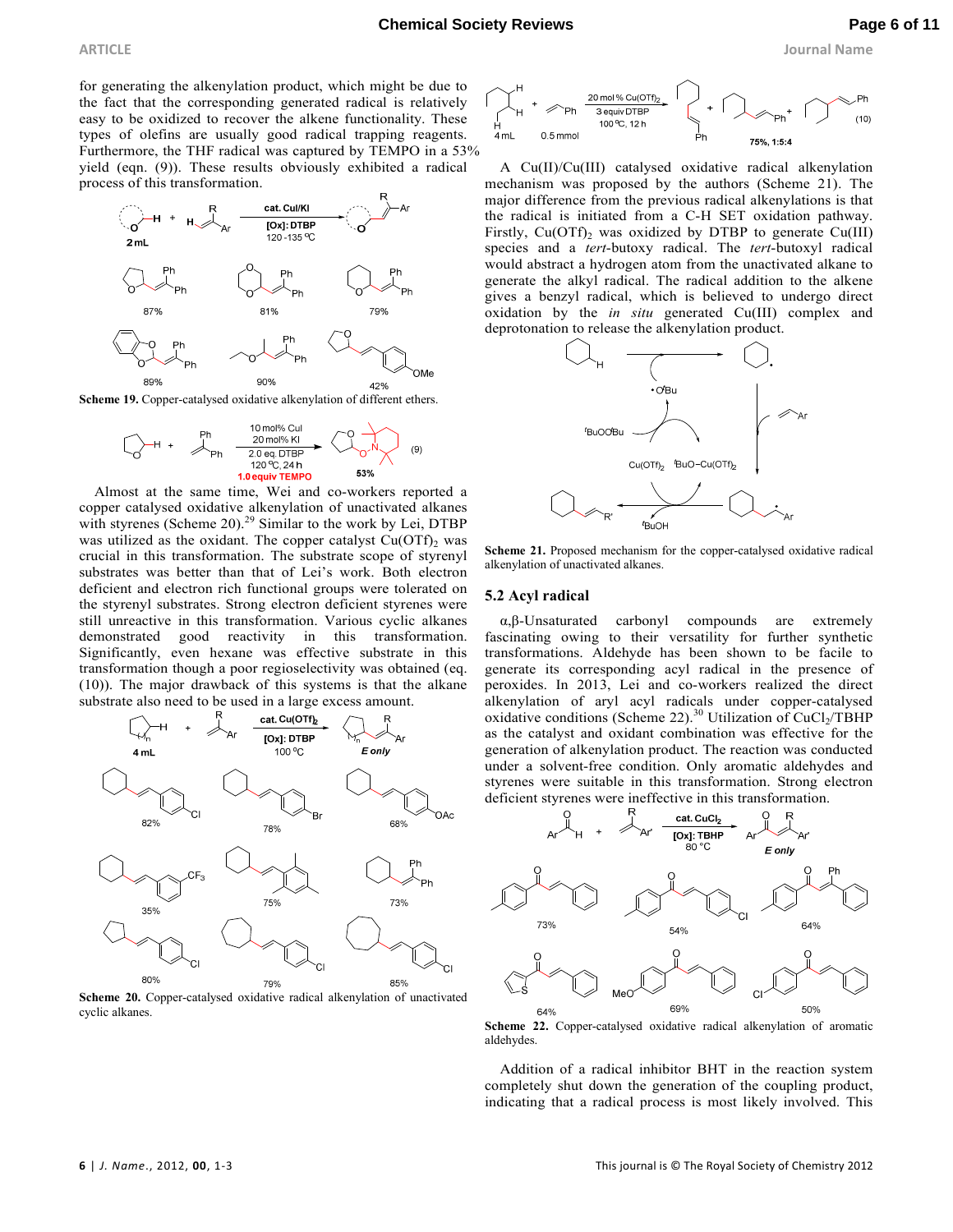for generating the alkenylation product, which might be due to the fact that the corresponding generated radical is relatively easy to be oxidized to recover the alkene functionality. These types of olefins are usually good radical trapping reagents. Furthermore, the THF radical was captured by TEMPO in a 53% yield (eqn. (9)). These results obviously exhibited a radical process of this transformation.

**Scheme 19.** Copper-catalysed oxidative alkenylation of different ethers.

Almost at the same time, Wei and co-workers reported a copper catalysed oxidative alkenylation of unactivated alkanes with styrenes (Scheme 20).[29] Similar to the work by Lei, DTBP was utilized as the oxidant. The copper catalyst $Cu(OTf)_2$ was crucial in this transformation. The substrate scope of styrenyl substrates was better than that of Lei's work. Both electron deficient and electron rich functional groups were tolerated on the styrenyl substrates. Strong electron deficient styrenes were still unreactive in this transformation. Various cyclic alkanes demonstrated good reactivity in this transformation. Significantly, even hexane was effective substrate in this transformation though a poor regioselectivity was obtained (eq. (10)). The major drawback of this systems is that the alkane substrate also need to be used in a large excess amount.

**Scheme 20.** Copper-catalysed oxidative radical alkenylation of unactivated cyclic alkanes.

A Cu(II)/Cu(III) catalysed oxidative radical alkenylation mechanism was proposed by the authors (Scheme 21). The major difference from the previous radical alkenylations is that the radical is initiated from a C-H SET oxidation pathway. Firstly, $Cu(OTf)_2$ was oxidized by DTBP to generate Cu(III) species and a *tert*-butoxy radical. The *tert*-butoxyl radical would abstract a hydrogen atom from the unactivated alkane to generate the alkyl radical. The radical addition to the alkene gives a benzyl radical, which is believed to undergo direct oxidation by the *in situ* generated Cu(III) complex and deprotonation to release the alkenylation product.

**Scheme 21.** Proposed mechanism for the copper-catalysed oxidative radical alkenylation of unactivated alkanes.

## 5.2 Acyl radical

α,β-Unsaturated carbonyl compounds are extremely fascinating owing to their versatility for further synthetic transformations. Aldehyde has been shown to be facile to generate its corresponding acyl radical in the presence of peroxides. In 2013, Lei and co-workers realized the direct alkenylation of aryl acyl radicals under copper-catalysed oxidative conditions (Scheme 22).[30] Utilization of $CuCl_2$/TBHP as the catalyst and oxidant combination was effective for the generation of alkenylation product. The reaction was conducted under a solvent-free condition. Only aromatic aldehydes and styrenes were suitable in this transformation. Strong electron deficient styrenes were ineffective in this transformation.

**Scheme 22.** Copper-catalysed oxidative radical alkenylation of aromatic aldehydes.

Addition of a radical inhibitor BHT in the reaction system completely shut down the generation of the coupling product, indicating that a radical process is most likely involved. This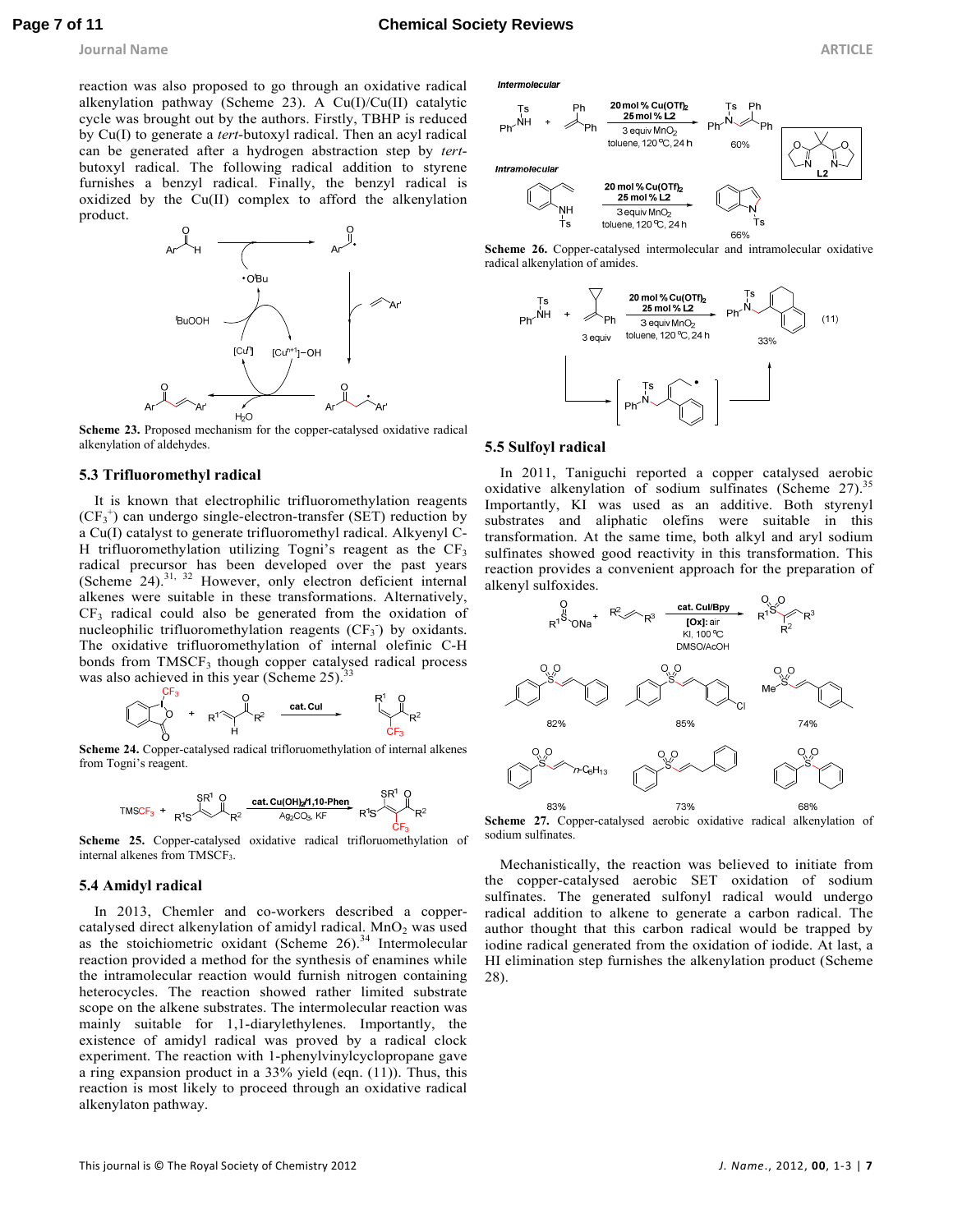reaction was also proposed to go through an oxidative radical alkenylation pathway (Scheme 23). A Cu(I)/Cu(II) catalytic cycle was brought out by the authors. Firstly, TBHP is reduced by Cu(I) to generate a *tert*-butoxyl radical. Then an acyl radical can be generated after a hydrogen abstraction step by *tert*-butoxyl radical. The following radical addition to styrene furnishes a benzyl radical. Finally, the benzyl radical is oxidized by the Cu(II) complex to afford the alkenylation product.

**Scheme 23.** Proposed mechanism for the copper-catalysed oxidative radical alkenylation of aldehydes.

### 5.3 Trifluoromethyl radical

It is known that electrophilic trifluoromethylation reagents ($CF_3^+$) can undergo single-electron-transfer (SET) reduction by a Cu(I) catalyst to generate trifluoromethyl radical. Alkenyl C-H trifluoromethylation utilizing Togni's reagent as the $CF_3$ radical precursor has been developed over the past years (Scheme 24).[31, 32] However, only electron deficient internal alkenes were suitable in these transformations. Alternatively, $CF_3$ radical could also be generated from the oxidation of nucleophilic trifluoromethylation reagents ($CF_3^-$) by oxidants. The oxidative trifluoromethylation of internal olefinic C-H bonds from $TMSCF_3$ though copper catalysed radical process was also achieved in this year (Scheme 25).[33]

**Scheme 24.** Copper-catalysed radical trifloruomethylation of internal alkenes from Togni's reagent.

**Scheme 25.** Copper-catalysed oxidative radical trifloruomethylation of internal alkenes from $TMSCF_3$.

### 5.4 Amidyl radical

In 2013, Chemler and co-workers described a copper-catalysed direct alkenylation of amidyl radical. $MnO_2$ was used as the stoichiometric oxidant (Scheme 26).[34] Intermolecular reaction provided a method for the synthesis of enamines while the intramolecular reaction would furnish nitrogen containing heterocycles. The reaction showed rather limited substrate scope on the alkene substrates. The intermolecular reaction was mainly suitable for 1,1-diarylethylenes. Importantly, the existence of amidyl radical was proved by a radical clock experiment. The reaction with 1-phenylvinylcyclopropane gave a ring expansion product in a 33% yield (eqn. (11)). Thus, this reaction is most likely to proceed through an oxidative radical alkenylaton pathway.

**Scheme 26.** Copper-catalysed intermolecular and intramolecular oxidative radical alkenylation of amides.

### 5.5 Sulfoyl radical

In 2011, Taniguchi reported a copper catalysed aerobic oxidative alkenylation of sodium sulfinates (Scheme 27).[35] Importantly, KI was used as an additive. Both styrenyl substrates and aliphatic olefins were suitable in this transformation. At the same time, both alkyl and aryl sodium sulfinates showed good reactivity in this transformation. This reaction provides a convenient approach for the preparation of alkenyl sulfoxides.

**Scheme 27.** Copper-catalysed aerobic oxidative radical alkenylation of sodium sulfinates.

Mechanistically, the reaction was believed to initiate from the copper-catalysed aerobic SET oxidation of sodium sulfinates. The generated sulfonyl radical would undergo radical addition to alkene to generate a carbon radical. The author thought that this carbon radical would be trapped by iodine radical generated from the oxidation of iodide. At last, a HI elimination step furnishes the alkenylation product (Scheme 28).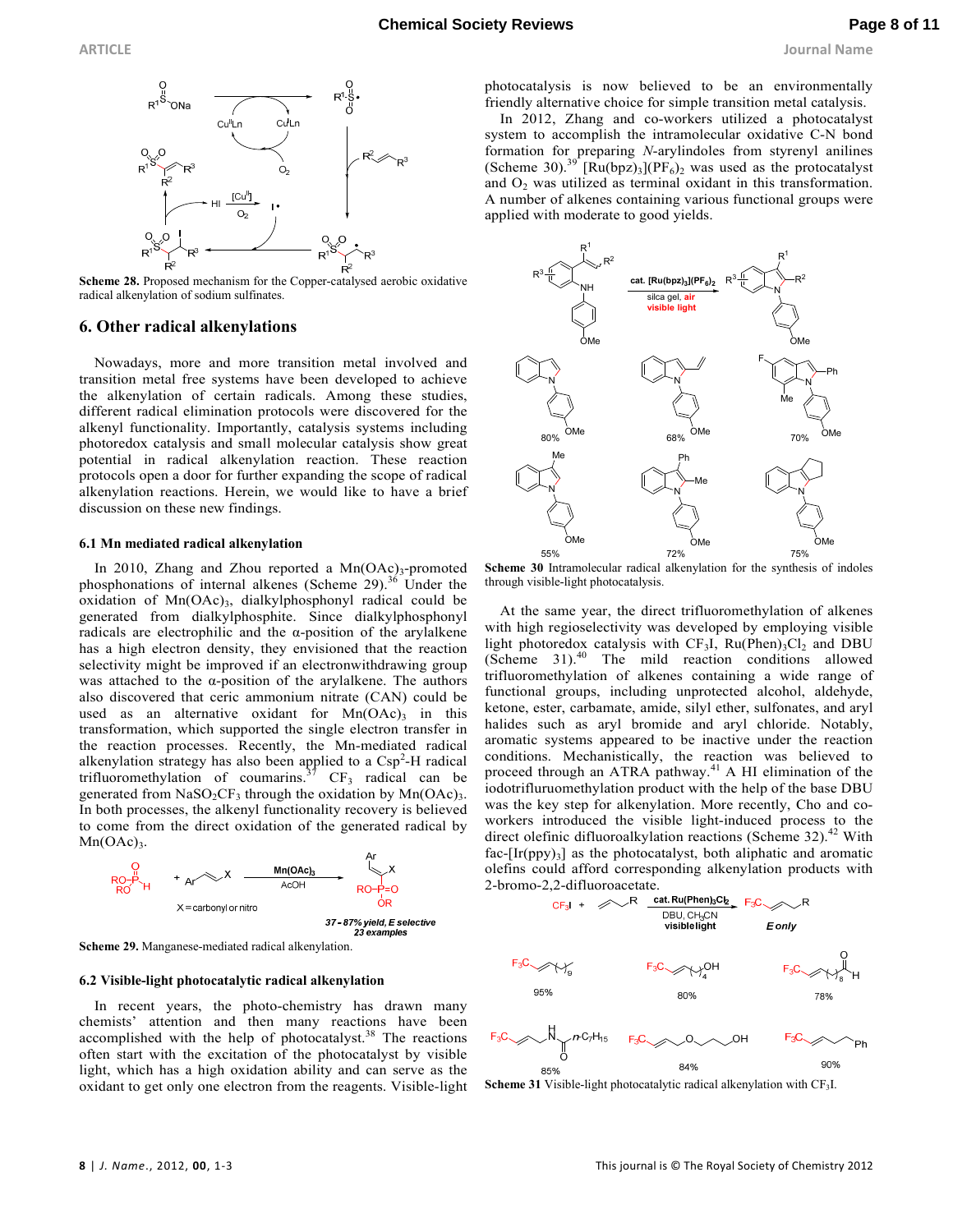Scheme 28. Proposed mechanism for the Copper-catalysed aerobic oxidative radical alkenylation of sodium sulfinates.

## 6. Other radical alkenylations

Nowadays, more and more transition metal involved and transition metal free systems have been developed to achieve the alkenylation of certain radicals. Among these studies, different radical elimination protocols were discovered for the alkenyl functionality. Importantly, catalysis systems including photoredox catalysis and small molecular catalysis show great potential in radical alkenylation reaction. These reaction protocols open a door for further expanding the scope of radical alkenylation reactions. Herein, we would like to have a brief discussion on these new findings.

### 6.1 Mn mediated radical alkenylation

In 2010, Zhang and Zhou reported a $Mn(OAc)_3$-promoted phosphonations of internal alkenes (Scheme 29).[36] Under the oxidation of $Mn(OAc)_3$, dialkylphosphonyl radical could be generated from dialkylphosphite. Since dialkylphosphonyl radicals are electrophilic and the α-position of the arylalkene has a high electron density, they envisioned that the reaction selectivity might be improved if an electronwithdrawing group was attached to the α-position of the arylalkene. The authors also discovered that ceric ammonium nitrate (CAN) could be used as alternative oxidant for $Mn(OAc)_3$ in this transformation, which supported the single electron transfer in the reaction processes. Recently, the Mn-mediated radical alkenylation strategy has also been applied to a $Csp^2$-H radical trifluoromethylation of coumarins.[37] $CF_3$ radical can be generated from $NaSO_2CF_3$ through the oxidation by $Mn(OAc)_3$. In both processes, the alkenyl functionality recovery is believed to come from the direct oxidation of the generated radical by $Mn(OAc)_3$.

Scheme 29. Manganese-mediated radical alkenylation.

### 6.2 Visible-light photocatalytic radical alkenylation

In recent years, the photo-chemistry has drawn many chemists' attention and then many reactions have been accomplished with the help of photocatalyst.[38] The reactions often start with the excitation of the photocatalyst by visible light, which has a high oxidation ability and can serve as the oxidant to get only one electron from the reagents. Visible-light photocatalysis is now believed to be an environmentally friendly alternative choice for simple transition metal catalysis.

In 2012, Zhang and co-workers utilized a photocatalyst system to accomplish the intramolecular oxidative C-N bond formation for preparing *N*-arylindoles from styrenyl anilines (Scheme 30).[39] $[Ru(bpz)_3](PF_6)_2$ was used as the protocatalyst and $O_2$ was utilized as terminal oxidant in this transformation. A number of alkenes containing various functional groups were applied with moderate to good yields.

Scheme 30 Intramolecular radical alkenylation for the synthesis of indoles through visible-light photocatalysis.

At the same year, the direct trifluoromethylation of alkenes with high regioselectivity was developed by employing visible light photoredox catalysis with $CF_3I$, $Ru(Phen)_3Cl_2$ and DBU (Scheme 31).[40] The mild reaction conditions allowed trifluoromethylation of alkenes containing a wide range of functional groups, including unprotected alcohol, aldehyde, ketone, ester, carbamate, amide, silyl ether, sulfonates, and aryl halides such as aryl bromide and aryl chloride. Notably, aromatic systems appeared to be inactive under the reaction conditions. Mechanistically, the reaction was believed to proceed through an ATRA pathway.[41] A HI elimination of the iodotrifluruomethylation product with the help of the base DBU was the key step for alkenylation. More recently, Cho and co-workers introduced the visible light-induced process to the direct olefinic difluoroalkylation reactions (Scheme 32).[42] With fac-$[Ir(ppy)_3]$ as the photocatalyst, both aliphatic and aromatic olefins could afford corresponding alkenylation products with 2-bromo-2,2-difluoroacetate.

Scheme 31 Visible-light photocatalytic radical alkenylation with $CF_3I$.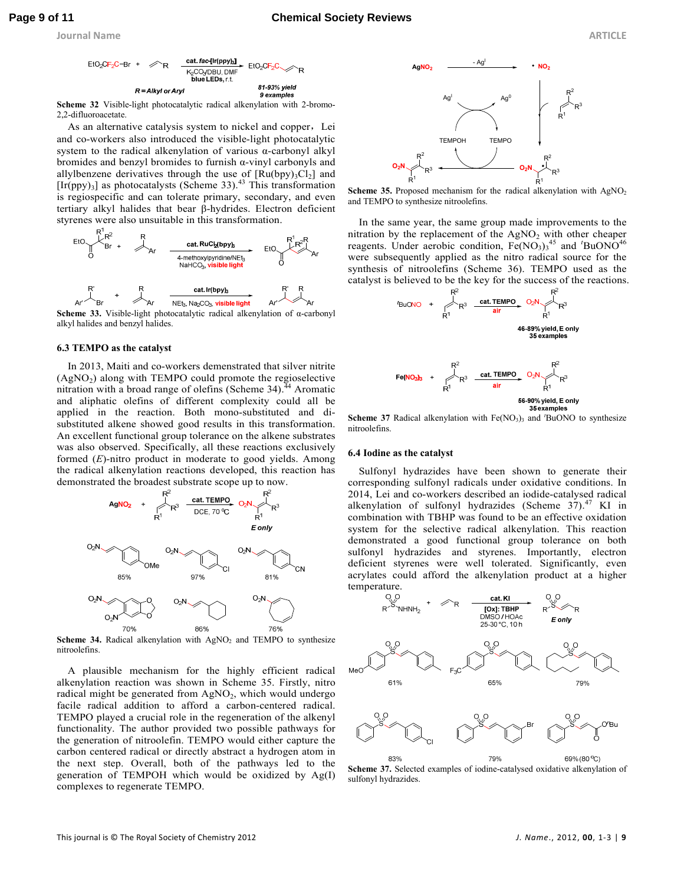**Scheme 32** Visible-light photocatalytic radical alkenylation with 2-bromo-2,2-difluoroacetate.

As an alternative catalysis system to nickel and copper, Lei and co-workers also introduced the visible-light photocatalytic system to the radical alkenylation of various α-carbonyl alkyl bromides and benzyl bromides to furnish α-vinyl carbonyls and allylbenzene derivatives through the use of $[Ru(bpy)_3Cl_2]$ and $[Ir(ppy)_3]$ as photocatalysts (Scheme 33).[43] This transformation is regiospecific and can tolerate primary, secondary, and even tertiary alkyl halides that bear β-hydrides. Electron deficient styrenes were also unsuitable in this transformation.

**Scheme 33.** Visible-light photocatalytic radical alkenylation of α-carbonyl alkyl halides and benzyl halides.

### 6.3 TEMPO as the catalyst

In 2013, Maiti and co-workers demenstrated that silver nitrite ($AgNO_2$) along with TEMPO could promote the regioselective nitration with a broad range of olefins (Scheme 34).[44] Aromatic and aliphatic olefins of different complexity could all be applied in the reaction. Both mono-substituted and di-substituted alkene showed good results in this transformation. An excellent functional group tolerance on the alkene substrates was also observed. Specifically, all these reactions exclusively formed (*E*)-nitro product in moderate to good yields. Among the radical alkenylation reactions developed, this reaction has demonstrated the broadest substrate scope up to now.

**Scheme 34.** Radical alkenylation with $AgNO_2$ and TEMPO to synthesize nitroolefins.

A plausible mechanism for the highly efficient radical alkenylation reaction was shown in Scheme 35. Firstly, nitro radical might be generated from $AgNO_2$, which would undergo facile radical addition to afford a carbon-centered radical. TEMPO played a crucial role in the regeneration of the alkenyl functionality. The author provided two possible pathways for the generation of nitroolefin. TEMPO would either capture the carbon centered radical or directly abstract a hydrogen atom in the next step. Overall, both of the pathways led to the generation of TEMPOH which would be oxidized by Ag(I) complexes to regenerate TEMPO.

**Scheme 35.** Proposed mechanism for the radical alkenylation with $AgNO_2$ and TEMPO to synthesize nitroolefins.

In the same year, the same group made improvements to the nitration by the replacement of the $AgNO_2$ with other cheaper reagents. Under aerobic condition, $Fe(NO_3)_3$[45] and $^t$BuONO[46] were subsequently applied as the nitro radical source for the synthesis of nitroolefins (Scheme 36). TEMPO used as the catalyst is believed to be the key for the success of the reactions.

**Scheme 37** Radical alkenylation with $Fe(NO_3)_3$ and $^t$BuONO to synthesize nitroolefins.

### 6.4 Iodine as the catalyst

Sulfonyl hydrazides have been shown to generate their corresponding sulfonyl radicals under oxidative conditions. In 2014, Lei and co-workers described an iodide-catalysed radical alkenylation of sulfonyl hydrazides (Scheme 37).[47] KI in combination with TBHP was found to be an effective oxidation system for the selective radical alkenylation. This reaction demonstrated a good functional group tolerance on both sulfonyl hydrazides and styrenes. Importantly, electron deficient styrenes were well tolerated. Significantly, even acrylates could afford the alkenylation product at a higher temperature.

**Scheme 37.** Selected examples of iodine-catalysed oxidative alkenylation of sulfonyl hydrazides.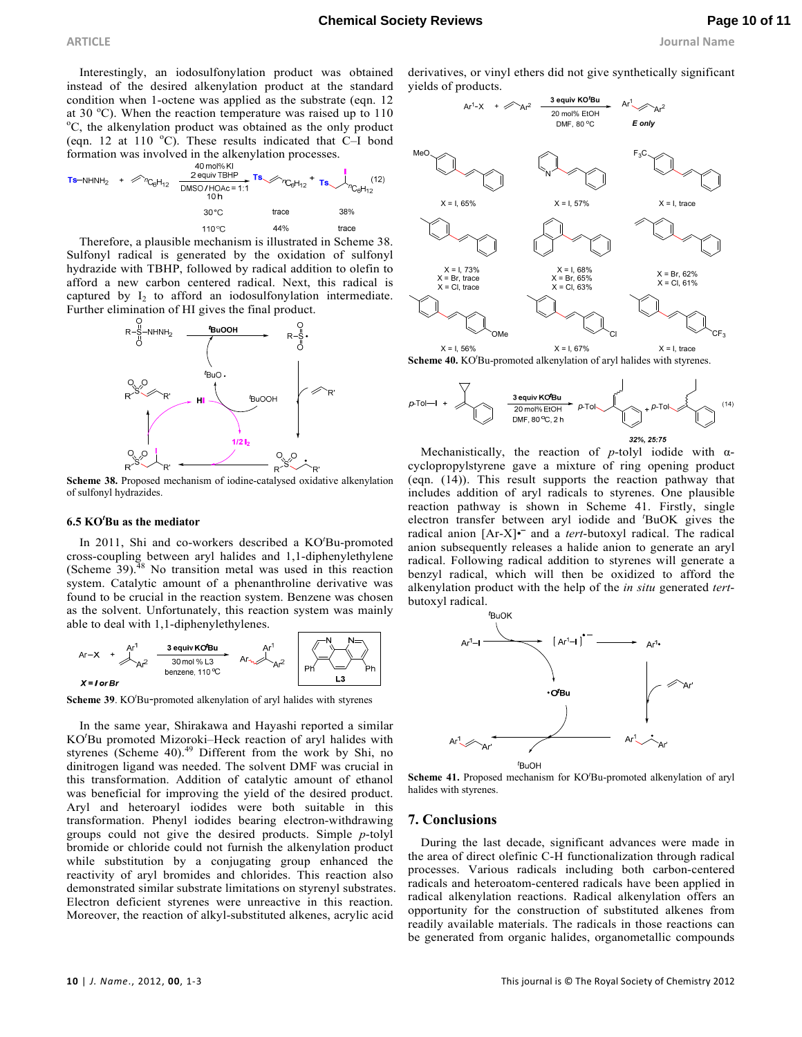Interestingly, an iodosulfonylation product was obtained instead of the desired alkenylation product at the standard condition when 1-octene was applied as the substrate (eqn. 12 at 30 °C). When the reaction temperature was raised up to 110 °C, the alkenylation product was obtained as the only product (eqn. 12 at 110 °C). These results indicated that C–I bond formation was involved in the alkenylation processes.

Therefore, a plausible mechanism is illustrated in Scheme 38. Sulfonyl radical is generated by the oxidation of sulfonyl hydrazide with TBHP, followed by radical addition to olefin to afford a new carbon centered radical. Next, this radical is captured by $I_2$ to afford an iodosulfonylation intermediate. Further elimination of HI gives the final product.

**Scheme 38.** Proposed mechanism of iodine-catalysed oxidative alkenylation of sulfonyl hydrazides.

### 6.5 KO$^t$Bu as the mediator

In 2011, Shi and co-workers described a KO$^t$Bu-promoted cross-coupling between aryl halides and 1,1-diphenylethylene (Scheme 39).[48] No transition metal was used in this reaction system. Catalytic amount of a phenanthroline derivative was found to be crucial in the reaction system. Benzene was chosen as the solvent. Unfortunately, this reaction system was mainly able to deal with 1,1-diphenylethylenes.

**Scheme 39**. KO$^t$Bu-promoted alkenylation of aryl halides with styrenes

In the same year, Shirakawa and Hayashi reported a similar KO$^t$Bu promoted Mizoroki–Heck reaction of aryl halides with styrenes (Scheme 40).[49] Different from the work by Shi, no dinitrogen ligand was needed. The solvent DMF was crucial in this transformation. Addition of catalytic amount of ethanol was beneficial for improving the yield of the desired product. Aryl and heteroaryl iodides were both suitable in this transformation. Phenyl iodides bearing electron-withdrawing groups could not give the desired products. Simple *p*-tolyl bromide or chloride could not furnish the alkenylation product while substitution by a conjugating group enhanced the reactivity of aryl bromides and chlorides. This reaction also demonstrated similar substrate limitations on styrenyl substrates. Electron deficient styrenes were unreactive in this reaction. Moreover, the reaction of alkyl-substituted alkenes, acrylic acid derivatives, or vinyl ethers did not give synthetically significant yields of products.

**Scheme 40.** KO$^t$Bu-promoted alkenylation of aryl halides with styrenes.

Mechanistically, the reaction of *p*-tolyl iodide with α-cyclopropylstyrene gave a mixture of ring opening product (eqn. (14)). This result supports the reaction pathway that includes addition of aryl radicals to styrenes. One plausible reaction pathway is shown in Scheme 41. Firstly, single electron transfer between aryl iodide and $^t$BuOK gives the radical anion $[Ar\text{-}X]^{\bullet -}$ and a *tert*-butoxyl radical. The radical anion subsequently releases a halide anion to generate an aryl radical. Following radical addition to styrenes will generate a benzyl radical, which will then be oxidized to afford the alkenylation product with the help of the *in situ* generated *tert*-butoxyl radical.

**Scheme 41.** Proposed mechanism for KO$^t$Bu-promoted alkenylation of aryl halides with styrenes.

## 7. Conclusions

During the last decade, significant advances were made in the area of direct olefinic C-H functionalization through radical processes. Various radicals including both carbon-centered radicals and heteroatom-centered radicals have been applied in radical alkenylation reactions. Radical alkenylation offers an opportunity for the construction of substituted alkenes from readily available materials. The radicals in those reactions can be generated from organic halides, organometallic compounds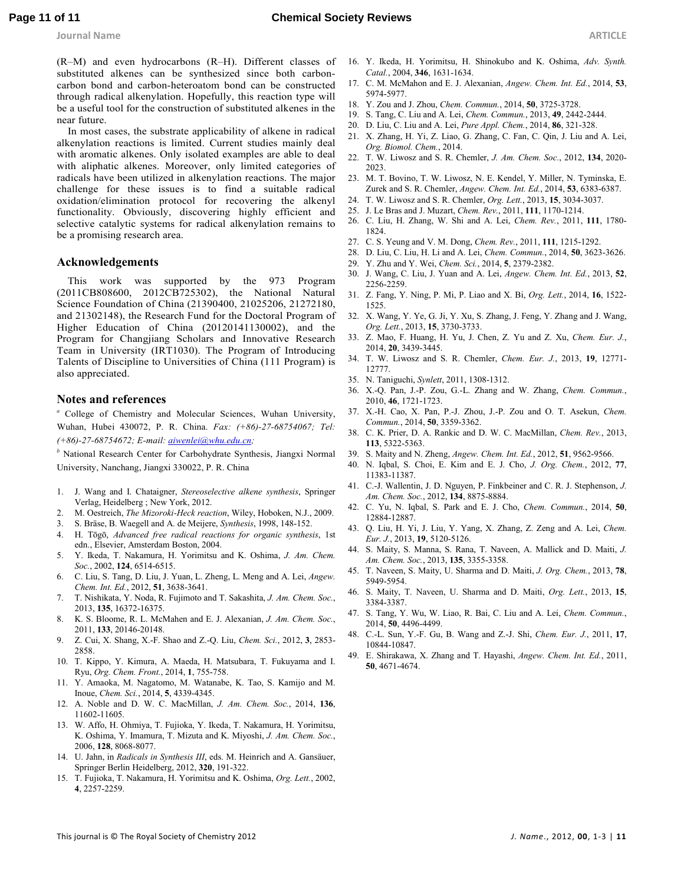(R–M) and even hydrocarbons (R–H). Different classes of substituted alkenes can be synthesized since both carbon-carbon bond and carbon-heteroatom bond can be constructed through radical alkenylation. Hopefully, this reaction type will be a useful tool for the construction of substituted alkenes in the near future.

In most cases, the substrate applicability of alkene in radical alkenylation reactions is limited. Current studies mainly deal with aromatic alkenes. Only isolated examples are able to deal with aliphatic alkenes. Moreover, only limited categories of radicals have been utilized in alkenylation reactions. The major challenge for these issues is to find a suitable radical oxidation/elimination protocol for recovering the alkenyl functionality. Obviously, discovering highly efficient and selective catalytic systems for radical alkenylation remains to be a promising research area.

## Acknowledgements

This work was supported by the 973 Program (2011CB808600, 2012CB725302), the National Natural Science Foundation of China (21390400, 21025206, 21272180, and 21302148), the Research Fund for the Doctoral Program of Higher Education of China (20120141130002), and the Program for Changjiang Scholars and Innovative Research Team in University (IRT1030). The Program of Introducing Talents of Discipline to Universities of China (111 Program) is also appreciated.

## Notes and references

[a] College of Chemistry and Molecular Sciences, Wuhan University, Wuhan, Hubei 430072, P. R. China. *Fax: (+86)-27-68754067; Tel: (+86)-27-68754672; E-mail: aiwenlei@whu.edu.cn;*

[b] National Research Center for Carbohydrate Synthesis, Jiangxi Normal University, Nanchang, Jiangxi 330022, P. R. China

1. J. Wang and I. Chataigner, *Stereoselective alkene synthesis*, Springer Verlag, Heidelberg ; New York, 2012.
2. M. Oestreich, *The Mizoroki-Heck reaction*, Wiley, Hoboken, N.J., 2009.
3. S. Bräse, B. Waegell and A. de Meijere, *Synthesis*, 1998, 148-152.
4. H. Tōgō, *Advanced free radical reactions for organic synthesis*, 1st edn., Elsevier, Amsterdam Boston, 2004.
5. Y. Ikeda, T. Nakamura, H. Yorimitsu and K. Oshima, *J. Am. Chem. Soc.*, 2002, **124**, 6514-6515.
6. C. Liu, S. Tang, D. Liu, J. Yuan, L. Zheng, L. Meng and A. Lei, *Angew. Chem. Int. Ed.*, 2012, **51**, 3638-3641.
7. T. Nishikata, Y. Noda, R. Fujimoto and T. Sakashita, *J. Am. Chem. Soc.*, 2013, **135**, 16372-16375.
8. K. S. Bloome, R. L. McMahen and E. J. Alexanian, *J. Am. Chem. Soc.*, 2011, **133**, 20146-20148.
9. Z. Cui, X. Shang, X.-F. Shao and Z.-Q. Liu, *Chem. Sci.*, 2012, **3**, 2853-2858.
10. T. Kippo, Y. Kimura, A. Maeda, H. Matsubara, T. Fukuyama and I. Ryu, *Org. Chem. Front.*, 2014, **1**, 755-758.
11. Y. Amaoka, M. Nagatomo, M. Watanabe, K. Tao, S. Kamijo and M. Inoue, *Chem. Sci.*, 2014, **5**, 4339-4345.
12. A. Noble and D. W. C. MacMillan, *J. Am. Chem. Soc.*, 2014, **136**, 11602-11605.
13. W. Affo, H. Ohmiya, T. Fujioka, Y. Ikeda, T. Nakamura, H. Yorimitsu, K. Oshima, Y. Imamura, T. Mizuta and K. Miyoshi, *J. Am. Chem. Soc.*, 2006, **128**, 8068-8077.
14. U. Jahn, in *Radicals in Synthesis III*, eds. M. Heinrich and A. Gansäuer, Springer Berlin Heidelberg, 2012, **320**, 191-322.
15. T. Fujioka, T. Nakamura, H. Yorimitsu and K. Oshima, *Org. Lett.*, 2002, **4**, 2257-2259.
16. Y. Ikeda, H. Yorimitsu, H. Shinokubo and K. Oshima, *Adv. Synth. Catal.*, 2004, **346**, 1631-1634.
17. C. M. McMahon and E. J. Alexanian, *Angew. Chem. Int. Ed.*, 2014, **53**, 5974-5977.
18. Y. Zou and J. Zhou, *Chem. Commun.*, 2014, **50**, 3725-3728.
19. S. Tang, C. Liu and A. Lei, *Chem. Commun.*, 2013, **49**, 2442-2444.
20. D. Liu, C. Liu and A. Lei, *Pure Appl. Chem.*, 2014, **86**, 321-328.
21. X. Zhang, H. Yi, Z. Liao, G. Zhang, C. Fan, C. Qin, J. Liu and A. Lei, *Org. Biomol. Chem.*, 2014.
22. T. W. Liwosz and S. R. Chemler, *J. Am. Chem. Soc.*, 2012, **134**, 2020-2023.
23. M. T. Bovino, T. W. Liwosz, N. E. Kendel, Y. Miller, N. Tyminska, E. Zurek and S. R. Chemler, *Angew. Chem. Int. Ed.*, 2014, **53**, 6383-6387.
24. T. W. Liwosz and S. R. Chemler, *Org. Lett.*, 2013, **15**, 3034-3037.
25. J. Le Bras and J. Muzart, *Chem. Rev.*, 2011, **111**, 1170-1214.
26. C. Liu, H. Zhang, W. Shi and A. Lei, *Chem. Rev.*, 2011, **111**, 1780-1824.
27. C. S. Yeung and V. M. Dong, *Chem. Rev.*, 2011, **111**, 1215-1292.
28. D. Liu, C. Liu, H. Li and A. Lei, *Chem. Commun.*, 2014, **50**, 3623-3626.
29. Y. Zhu and Y. Wei, *Chem. Sci.*, 2014, **5**, 2379-2382.
30. J. Wang, C. Liu, J. Yuan and A. Lei, *Angew. Chem. Int. Ed.*, 2013, **52**, 2256-2259.
31. Z. Fang, Y. Ning, P. Mi, P. Liao and X. Bi, *Org. Lett.*, 2014, **16**, 1522-1525.
32. X. Wang, Y. Ye, G. Ji, Y. Xu, S. Zhang, J. Feng, Y. Zhang and J. Wang, *Org. Lett.*, 2013, **15**, 3730-3733.
33. Z. Mao, F. Huang, H. Yu, J. Chen, Z. Yu and Z. Xu, *Chem. Eur. J.*, 2014, **20**, 3439-3445.
34. T. W. Liwosz and S. R. Chemler, *Chem. Eur. J.*, 2013, **19**, 12771-12777.
35. N. Taniguchi, *Synlett*, 2011, 1308-1312.
36. X.-Q. Pan, J.-P. Zou, G.-L. Zhang and W. Zhang, *Chem. Commun.*, 2010, **46**, 1721-1723.
37. X.-H. Cao, X. Pan, P.-J. Zhou, J.-P. Zou and O. T. Asekun, *Chem. Commun.*, 2014, **50**, 3359-3362.
38. C. K. Prier, D. A. Rankic and D. W. C. MacMillan, *Chem. Rev.*, 2013, **113**, 5322-5363.
39. S. Maity and N. Zheng, *Angew. Chem. Int. Ed.*, 2012, **51**, 9562-9566.
40. N. Iqbal, S. Choi, E. Kim and E. J. Cho, *J. Org. Chem.*, 2012, **77**, 11383-11387.
41. C.-J. Wallentin, J. D. Nguyen, P. Finkbeiner and C. R. J. Stephenson, *J. Am. Chem. Soc.*, 2012, **134**, 8875-8884.
42. C. Yu, N. Iqbal, S. Park and E. J. Cho, *Chem. Commun.*, 2014, **50**, 12884-12887.
43. Q. Liu, H. Yi, J. Liu, Y. Yang, X. Zhang, Z. Zeng and A. Lei, *Chem. Eur. J.*, 2013, **19**, 5120-5126.
44. S. Maity, S. Manna, S. Rana, T. Naveen, A. Mallick and D. Maiti, *J. Am. Chem. Soc.*, 2013, **135**, 3355-3358.
45. T. Naveen, S. Maity, U. Sharma and D. Maiti, *J. Org. Chem.*, 2013, **78**, 5949-5954.
46. S. Maity, T. Naveen, U. Sharma and D. Maiti, *Org. Lett.*, 2013, **15**, 3384-3387.
47. S. Tang, Y. Wu, W. Liao, R. Bai, C. Liu and A. Lei, *Chem. Commun.*, 2014, **50**, 4496-4499.
48. C.-L. Sun, Y.-F. Gu, B. Wang and Z.-J. Shi, *Chem. Eur. J.*, 2011, **17**, 10844-10847.
49. E. Shirakawa, X. Zhang and T. Hayashi, *Angew. Chem. Int. Ed.*, 2011, **50**, 4671-4674.